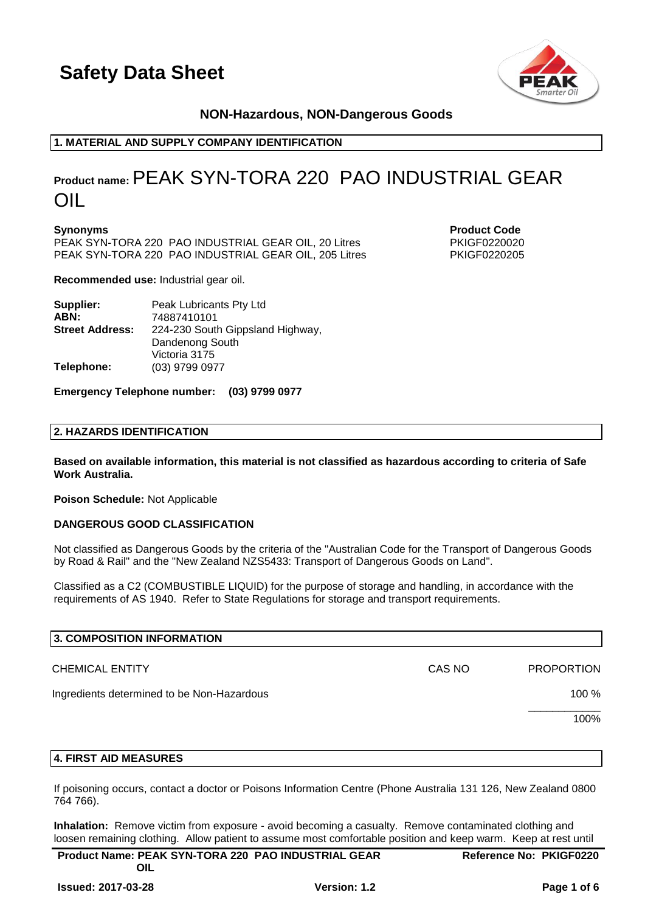# Safety Data Sheet

**NON-Hazardous, NON-Dangerous Goods**

## 1. MATERIAL AND SUPPLY COMPANY IDENTIFICATION

**Product name:** PEAK SYN-TORA 220 PAO INDUSTRIAL GEAR OIL

| **Synonyms** | **Product Code** |
|---|---|
| PEAK SYN-TORA 220 PAO INDUSTRIAL GEAR OIL, 20 Litres | PKIGF0220020 |
| PEAK SYN-TORA 220 PAO INDUSTRIAL GEAR OIL, 205 Litres | PKIGF0220205 |

**Recommended use:** Industrial gear oil.

**Supplier:** Peak Lubricants Pty Ltd
**ABN:** 74887410101
**Street Address:** 224-230 South Gippsland Highway, Dandenong South Victoria 3175
**Telephone:** (03) 9799 0977

**Emergency Telephone number: (03) 9799 0977**

## 2. HAZARDS IDENTIFICATION

**Based on available information, this material is not classified as hazardous according to criteria of Safe Work Australia.**

**Poison Schedule:** Not Applicable

**DANGEROUS GOOD CLASSIFICATION**

Not classified as Dangerous Goods by the criteria of the "Australian Code for the Transport of Dangerous Goods by Road & Rail" and the "New Zealand NZS5433: Transport of Dangerous Goods on Land".

Classified as a C2 (COMBUSTIBLE LIQUID) for the purpose of storage and handling, in accordance with the requirements of AS 1940. Refer to State Regulations for storage and transport requirements.

## 3. COMPOSITION INFORMATION

| CHEMICAL ENTITY | CAS NO | PROPORTION |
|---|---|---|
| Ingredients determined to be Non-Hazardous | | 100 % |
| | | 100% |

## 4. FIRST AID MEASURES

If poisoning occurs, contact a doctor or Poisons Information Centre (Phone Australia 131 126, New Zealand 0800 764 766).

**Inhalation:** Remove victim from exposure - avoid becoming a casualty. Remove contaminated clothing and loosen remaining clothing. Allow patient to assume most comfortable position and keep warm. Keep at rest until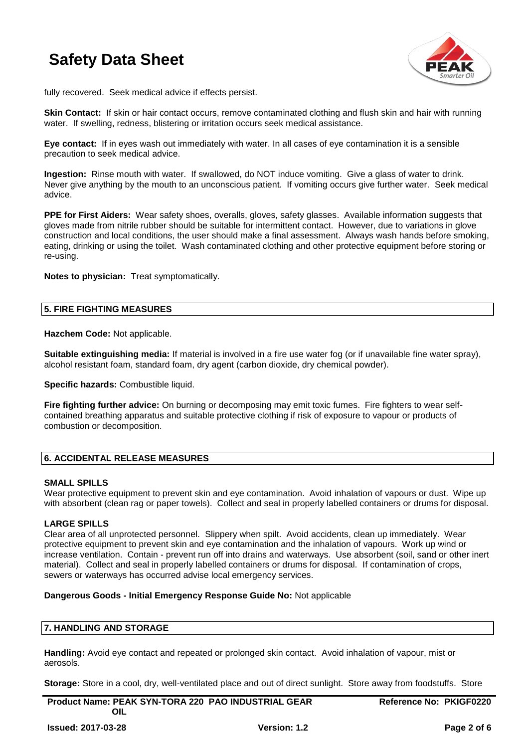fully recovered. Seek medical advice if effects persist.

**Skin Contact:** If skin or hair contact occurs, remove contaminated clothing and flush skin and hair with running water. If swelling, redness, blistering or irritation occurs seek medical assistance.

**Eye contact:** If in eyes wash out immediately with water. In all cases of eye contamination it is a sensible precaution to seek medical advice.

**Ingestion:** Rinse mouth with water. If swallowed, do NOT induce vomiting. Give a glass of water to drink. Never give anything by the mouth to an unconscious patient. If vomiting occurs give further water. Seek medical advice.

**PPE for First Aiders:** Wear safety shoes, overalls, gloves, safety glasses. Available information suggests that gloves made from nitrile rubber should be suitable for intermittent contact. However, due to variations in glove construction and local conditions, the user should make a final assessment. Always wash hands before smoking, eating, drinking or using the toilet. Wash contaminated clothing and other protective equipment before storing or re-using.

**Notes to physician:** Treat symptomatically.

## 5. FIRE FIGHTING MEASURES

**Hazchem Code:** Not applicable.

**Suitable extinguishing media:** If material is involved in a fire use water fog (or if unavailable fine water spray), alcohol resistant foam, standard foam, dry agent (carbon dioxide, dry chemical powder).

**Specific hazards:** Combustible liquid.

**Fire fighting further advice:** On burning or decomposing may emit toxic fumes. Fire fighters to wear self-contained breathing apparatus and suitable protective clothing if risk of exposure to vapour or products of combustion or decomposition.

## 6. ACCIDENTAL RELEASE MEASURES

### SMALL SPILLS

Wear protective equipment to prevent skin and eye contamination. Avoid inhalation of vapours or dust. Wipe up with absorbent (clean rag or paper towels). Collect and seal in properly labelled containers or drums for disposal.

### LARGE SPILLS

Clear area of all unprotected personnel. Slippery when spilt. Avoid accidents, clean up immediately. Wear protective equipment to prevent skin and eye contamination and the inhalation of vapours. Work up wind or increase ventilation. Contain - prevent run off into drains and waterways. Use absorbent (soil, sand or other inert material). Collect and seal in properly labelled containers or drums for disposal. If contamination of crops, sewers or waterways has occurred advise local emergency services.

**Dangerous Goods - Initial Emergency Response Guide No:** Not applicable

## 7. HANDLING AND STORAGE

**Handling:** Avoid eye contact and repeated or prolonged skin contact. Avoid inhalation of vapour, mist or aerosols.

**Storage:** Store in a cool, dry, well-ventilated place and out of direct sunlight. Store away from foodstuffs. Store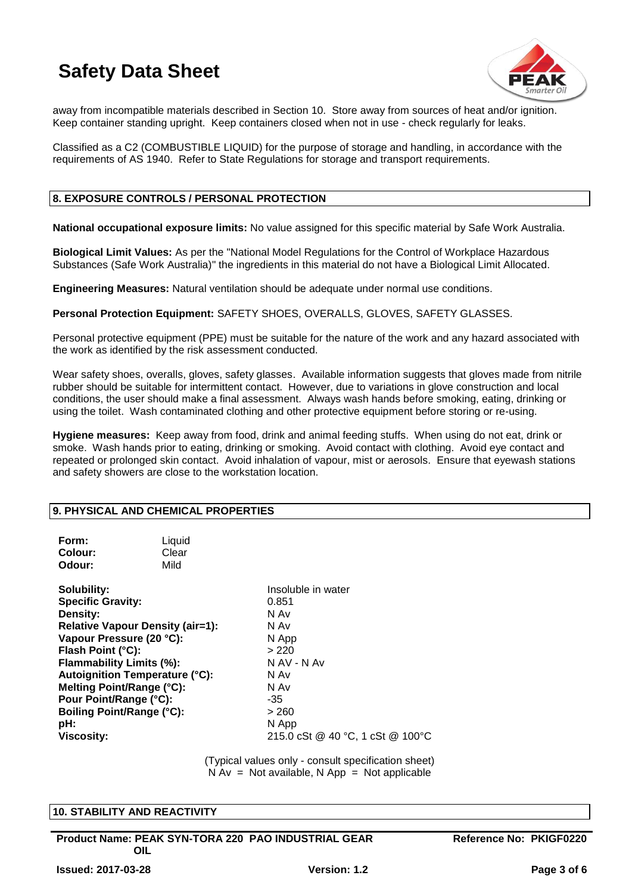away from incompatible materials described in Section 10. Store away from sources of heat and/or ignition. Keep container standing upright. Keep containers closed when not in use - check regularly for leaks.

Classified as a C2 (COMBUSTIBLE LIQUID) for the purpose of storage and handling, in accordance with the requirements of AS 1940. Refer to State Regulations for storage and transport requirements.

## 8. EXPOSURE CONTROLS / PERSONAL PROTECTION

**National occupational exposure limits:** No value assigned for this specific material by Safe Work Australia.

**Biological Limit Values:** As per the "National Model Regulations for the Control of Workplace Hazardous Substances (Safe Work Australia)" the ingredients in this material do not have a Biological Limit Allocated.

**Engineering Measures:** Natural ventilation should be adequate under normal use conditions.

**Personal Protection Equipment:** SAFETY SHOES, OVERALLS, GLOVES, SAFETY GLASSES.

Personal protective equipment (PPE) must be suitable for the nature of the work and any hazard associated with the work as identified by the risk assessment conducted.

Wear safety shoes, overalls, gloves, safety glasses. Available information suggests that gloves made from nitrile rubber should be suitable for intermittent contact. However, due to variations in glove construction and local conditions, the user should make a final assessment. Always wash hands before smoking, eating, drinking or using the toilet. Wash contaminated clothing and other protective equipment before storing or re-using.

**Hygiene measures:** Keep away from food, drink and animal feeding stuffs. When using do not eat, drink or smoke. Wash hands prior to eating, drinking or smoking. Avoid contact with clothing. Avoid eye contact and repeated or prolonged skin contact. Avoid inhalation of vapour, mist or aerosols. Ensure that eyewash stations and safety showers are close to the workstation location.

## 9. PHYSICAL AND CHEMICAL PROPERTIES

| | |
|---|---|
| **Form:** | Liquid |
| **Colour:** | Clear |
| **Odour:** | Mild |

| | |
|---|---|
| **Solubility:** | Insoluble in water |
| **Specific Gravity:** | 0.851 |
| **Density:** | N Av |
| **Relative Vapour Density (air=1):** | N Av |
| **Vapour Pressure (20 °C):** | N App |
| **Flash Point (°C):** | > 220 |
| **Flammability Limits (%):** | N AV - N Av |
| **Autoignition Temperature (°C):** | N Av |
| **Melting Point/Range (°C):** | N Av |
| **Pour Point/Range (°C):** | -35 |
| **Boiling Point/Range (°C):** | > 260 |
| **pH:** | N App |
| **Viscosity:** | 215.0 cSt @ 40 °C, 1 cSt @ 100°C |

(Typical values only - consult specification sheet)
N Av = Not available, N App = Not applicable

## 10. STABILITY AND REACTIVITY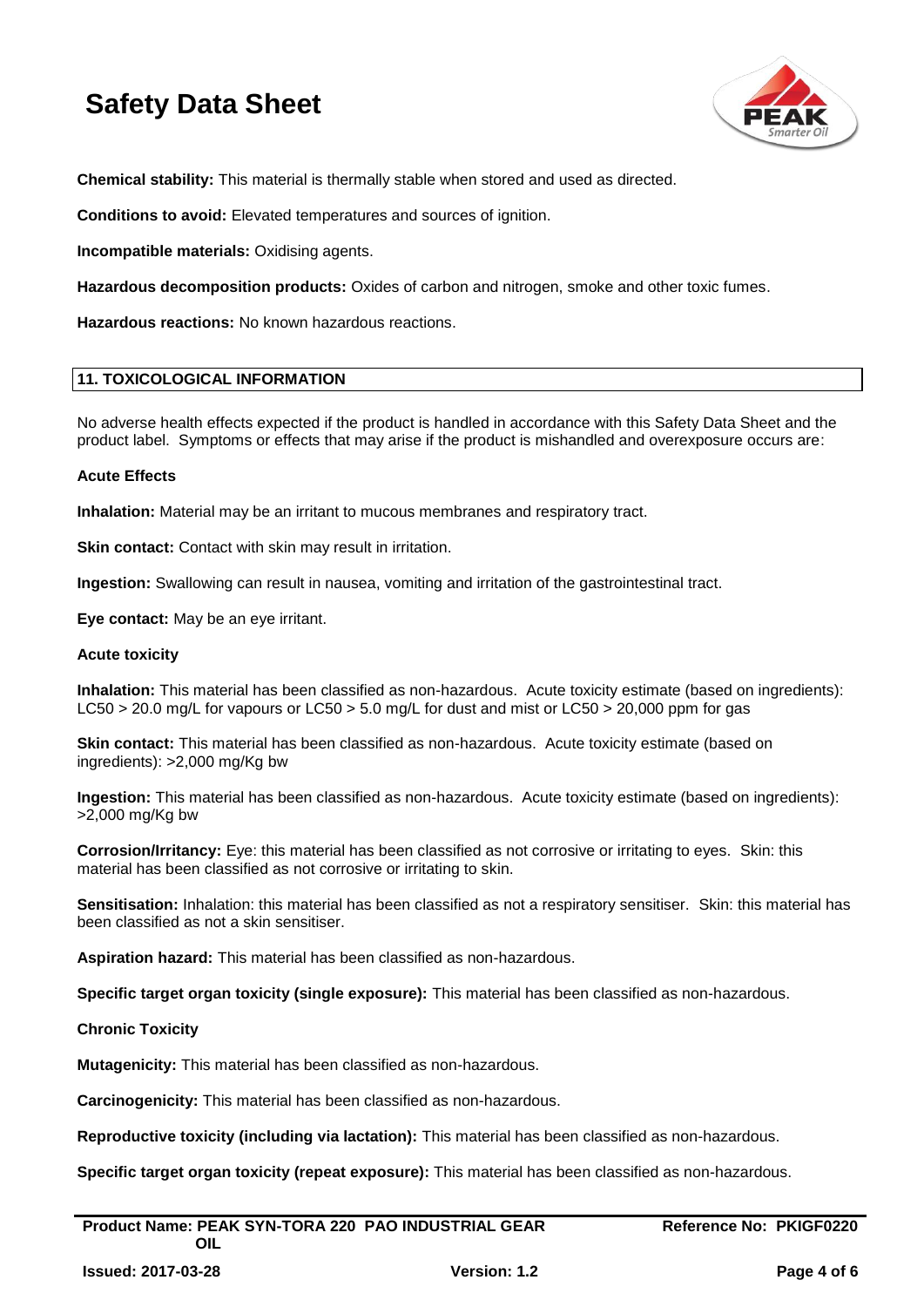**Chemical stability:** This material is thermally stable when stored and used as directed.

**Conditions to avoid:** Elevated temperatures and sources of ignition.

**Incompatible materials:** Oxidising agents.

**Hazardous decomposition products:** Oxides of carbon and nitrogen, smoke and other toxic fumes.

**Hazardous reactions:** No known hazardous reactions.

## 11. TOXICOLOGICAL INFORMATION

No adverse health effects expected if the product is handled in accordance with this Safety Data Sheet and the product label. Symptoms or effects that may arise if the product is mishandled and overexposure occurs are:

**Acute Effects**

**Inhalation:** Material may be an irritant to mucous membranes and respiratory tract.

**Skin contact:** Contact with skin may result in irritation.

**Ingestion:** Swallowing can result in nausea, vomiting and irritation of the gastrointestinal tract.

**Eye contact:** May be an eye irritant.

**Acute toxicity**

**Inhalation:** This material has been classified as non-hazardous. Acute toxicity estimate (based on ingredients): LC50 > 20.0 mg/L for vapours or LC50 > 5.0 mg/L for dust and mist or LC50 > 20,000 ppm for gas

**Skin contact:** This material has been classified as non-hazardous. Acute toxicity estimate (based on ingredients): >2,000 mg/Kg bw

**Ingestion:** This material has been classified as non-hazardous. Acute toxicity estimate (based on ingredients): >2,000 mg/Kg bw

**Corrosion/Irritancy:** Eye: this material has been classified as not corrosive or irritating to eyes. Skin: this material has been classified as not corrosive or irritating to skin.

**Sensitisation:** Inhalation: this material has been classified as not a respiratory sensitiser. Skin: this material has been classified as not a skin sensitiser.

**Aspiration hazard:** This material has been classified as non-hazardous.

**Specific target organ toxicity (single exposure):** This material has been classified as non-hazardous.

**Chronic Toxicity**

**Mutagenicity:** This material has been classified as non-hazardous.

**Carcinogenicity:** This material has been classified as non-hazardous.

**Reproductive toxicity (including via lactation):** This material has been classified as non-hazardous.

**Specific target organ toxicity (repeat exposure):** This material has been classified as non-hazardous.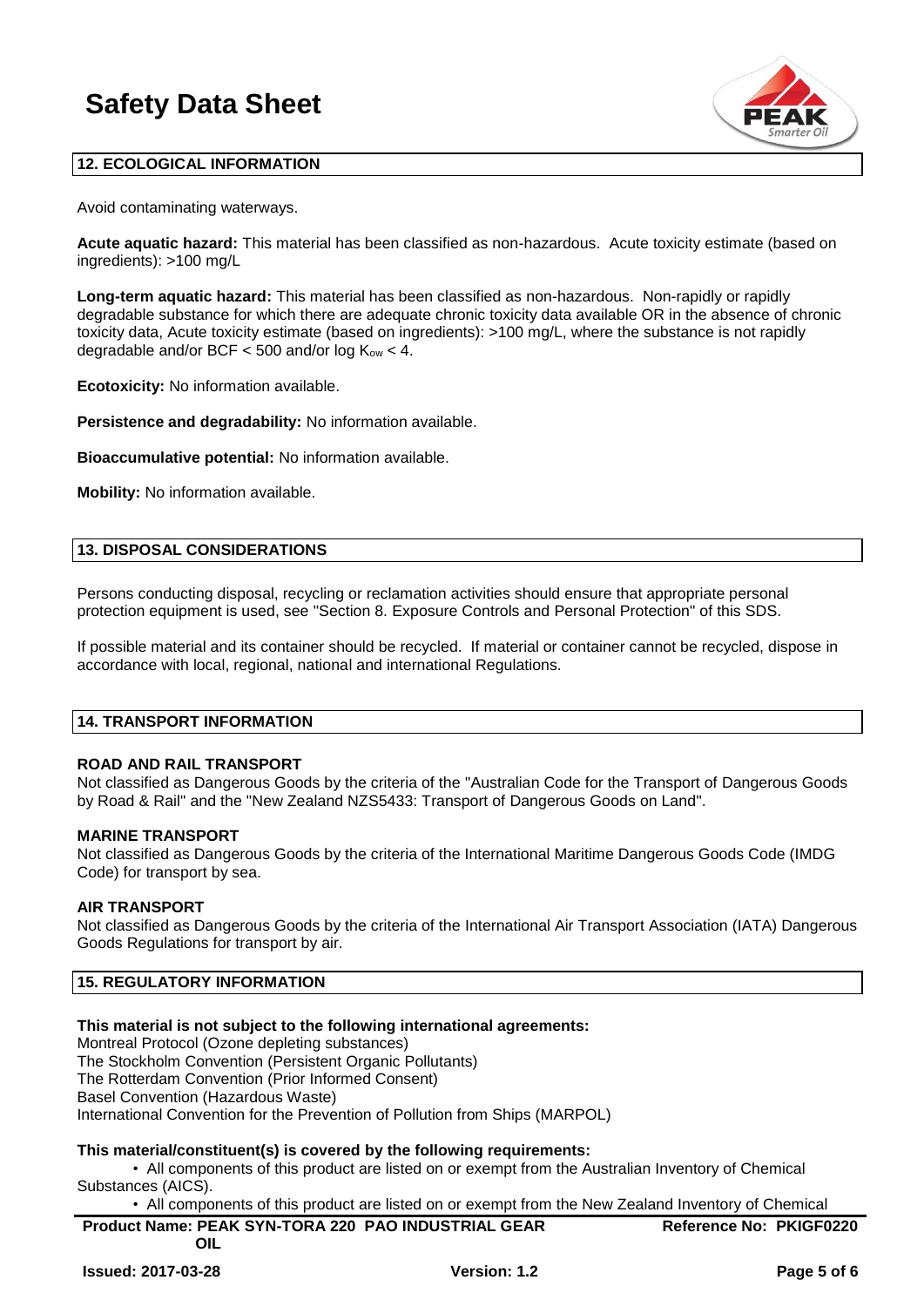## 12. ECOLOGICAL INFORMATION

Avoid contaminating waterways.

**Acute aquatic hazard:** This material has been classified as non-hazardous. Acute toxicity estimate (based on ingredients): >100 mg/L

**Long-term aquatic hazard:** This material has been classified as non-hazardous. Non-rapidly or rapidly degradable substance for which there are adequate chronic toxicity data available OR in the absence of chronic toxicity data, Acute toxicity estimate (based on ingredients): >100 mg/L, where the substance is not rapidly degradable and/or BCF < 500 and/or log $K_{ow}$ < 4.

**Ecotoxicity:** No information available.

**Persistence and degradability:** No information available.

**Bioaccumulative potential:** No information available.

**Mobility:** No information available.

## 13. DISPOSAL CONSIDERATIONS

Persons conducting disposal, recycling or reclamation activities should ensure that appropriate personal protection equipment is used, see "Section 8. Exposure Controls and Personal Protection" of this SDS.

If possible material and its container should be recycled. If material or container cannot be recycled, dispose in accordance with local, regional, national and international Regulations.

## 14. TRANSPORT INFORMATION

**ROAD AND RAIL TRANSPORT**
Not classified as Dangerous Goods by the criteria of the "Australian Code for the Transport of Dangerous Goods by Road & Rail" and the "New Zealand NZS5433: Transport of Dangerous Goods on Land".

**MARINE TRANSPORT**
Not classified as Dangerous Goods by the criteria of the International Maritime Dangerous Goods Code (IMDG Code) for transport by sea.

**AIR TRANSPORT**
Not classified as Dangerous Goods by the criteria of the International Air Transport Association (IATA) Dangerous Goods Regulations for transport by air.

## 15. REGULATORY INFORMATION

**This material is not subject to the following international agreements:**
Montreal Protocol (Ozone depleting substances)
The Stockholm Convention (Persistent Organic Pollutants)
The Rotterdam Convention (Prior Informed Consent)
Basel Convention (Hazardous Waste)
International Convention for the Prevention of Pollution from Ships (MARPOL)

**This material/constituent(s) is covered by the following requirements:**

- All components of this product are listed on or exempt from the Australian Inventory of Chemical Substances (AICS).
- All components of this product are listed on or exempt from the New Zealand Inventory of Chemical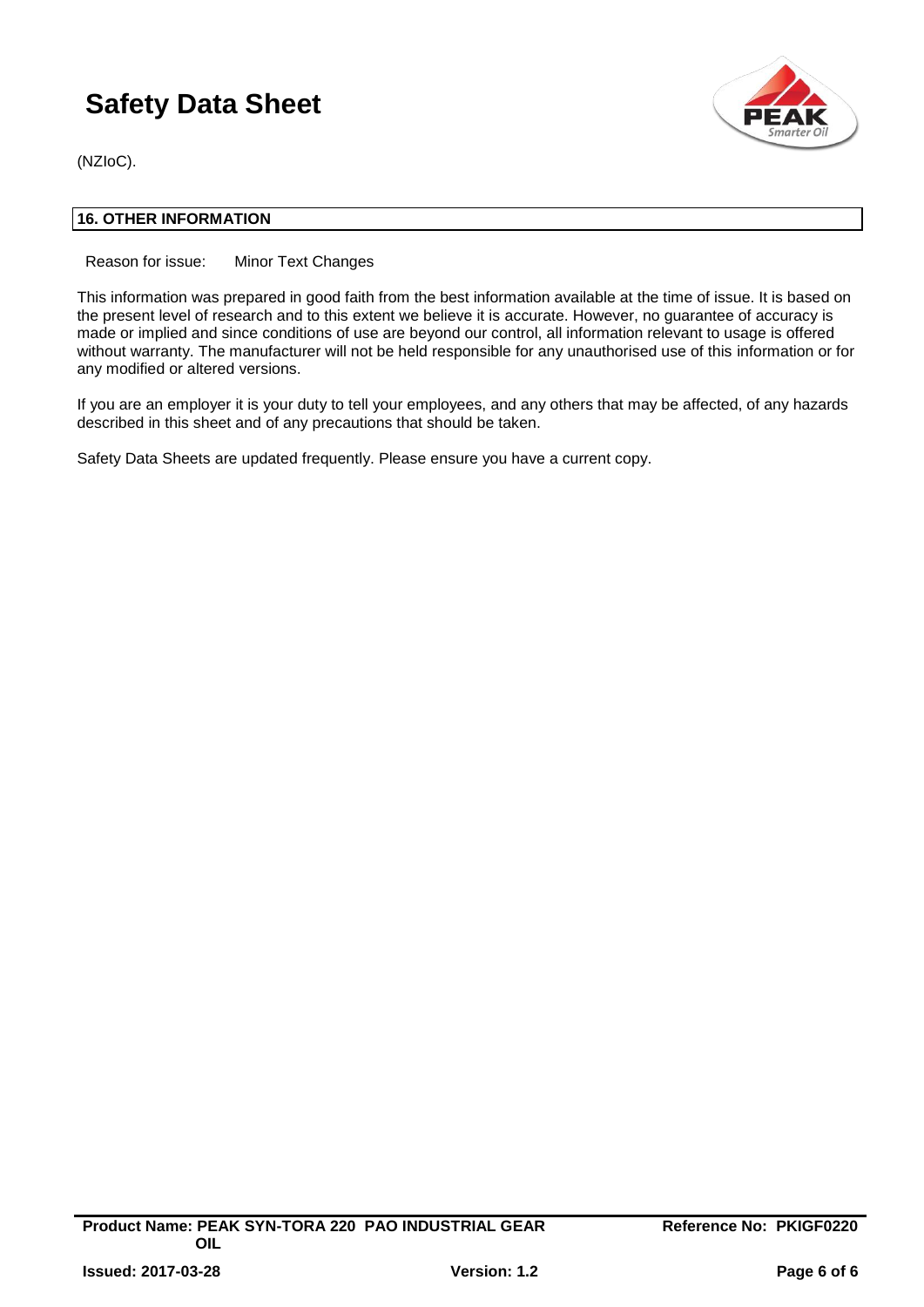(NZIoC).

## 16. OTHER INFORMATION

Reason for issue: Minor Text Changes

This information was prepared in good faith from the best information available at the time of issue. It is based on the present level of research and to this extent we believe it is accurate. However, no guarantee of accuracy is made or implied and since conditions of use are beyond our control, all information relevant to usage is offered without warranty. The manufacturer will not be held responsible for any unauthorised use of this information or for any modified or altered versions.

If you are an employer it is your duty to tell your employees, and any others that may be affected, of any hazards described in this sheet and of any precautions that should be taken.

Safety Data Sheets are updated frequently. Please ensure you have a current copy.